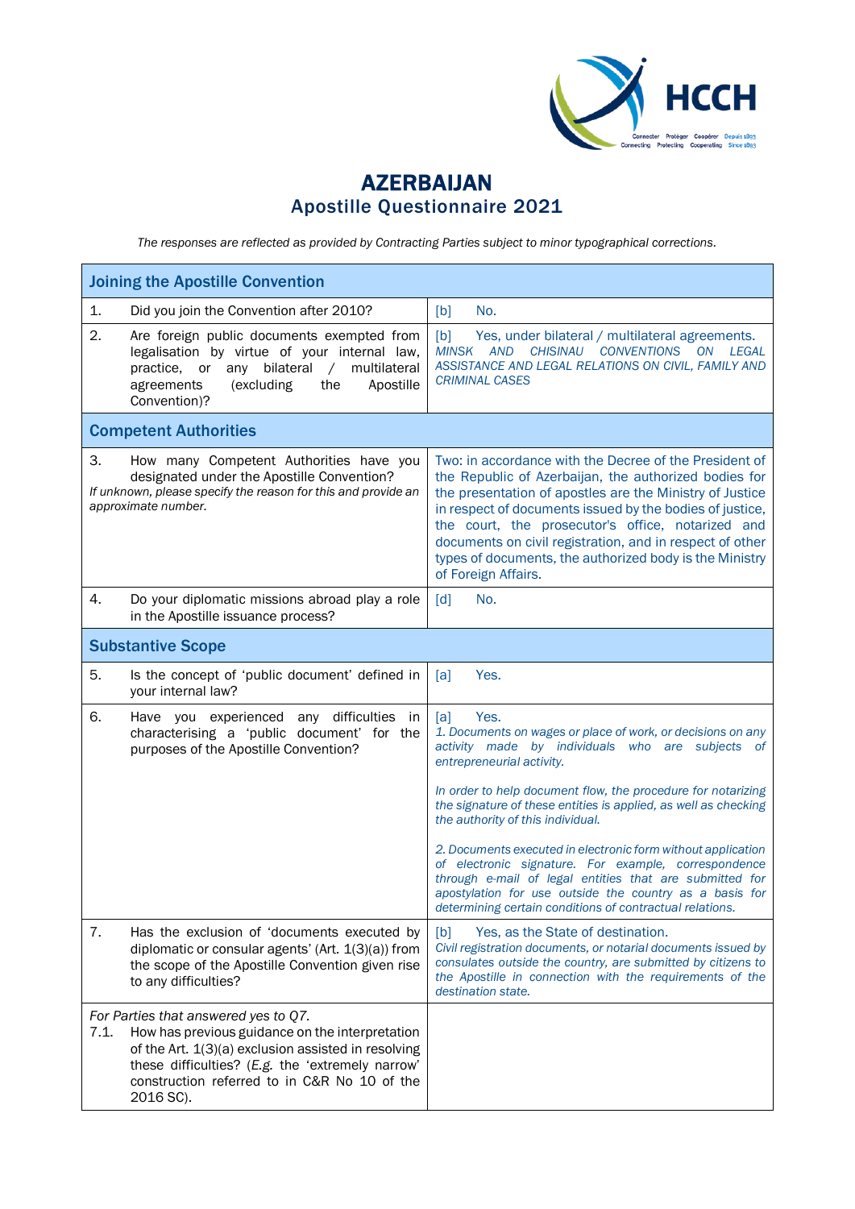# AZERBAIJAN
## Apostille Questionnaire 2021

*The responses are reflected as provided by Contracting Parties subject to minor typographical corrections.*

| **Joining the Apostille Convention** | |
|---|---|
| 1. Did you join the Convention after 2010? | [b] No. |
| 2. Are foreign public documents exempted from legalisation by virtue of your internal law, practice, or any bilateral / multilateral agreements (excluding the Apostille Convention)? | [b] Yes, under bilateral / multilateral agreements. *MINSK AND CHISINAU CONVENTIONS ON LEGAL ASSISTANCE AND LEGAL RELATIONS ON CIVIL, FAMILY AND CRIMINAL CASES* |
| **Competent Authorities** | |
| 3. How many Competent Authorities have you designated under the Apostille Convention? *If unknown, please specify the reason for this and provide an approximate number.* | Two: in accordance with the Decree of the President of the Republic of Azerbaijan, the authorized bodies for the presentation of apostles are the Ministry of Justice in respect of documents issued by the bodies of justice, the court, the prosecutor's office, notarized and documents on civil registration, and in respect of other types of documents, the authorized body is the Ministry of Foreign Affairs. |
| 4. Do your diplomatic missions abroad play a role in the Apostille issuance process? | [d] No. |
| **Substantive Scope** | |
| 5. Is the concept of 'public document' defined in your internal law? | [a] Yes. |
| 6. Have you experienced any difficulties in characterising a 'public document' for the purposes of the Apostille Convention? | [a] Yes. *1. Documents on wages or place of work, or decisions on any activity made by individuals who are subjects of entrepreneurial activity.* *In order to help document flow, the procedure for notarizing the signature of these entities is applied, as well as checking the authority of this individual.* *2. Documents executed in electronic form without application of electronic signature. For example, correspondence through e-mail of legal entities that are submitted for apostylation for use outside the country as a basis for determining certain conditions of contractual relations.* |
| 7. Has the exclusion of 'documents executed by diplomatic or consular agents' (Art. 1(3)(a)) from the scope of the Apostille Convention given rise to any difficulties? | [b] Yes, as the State of destination. *Civil registration documents, or notarial documents issued by consulates outside the country, are submitted by citizens to the Apostille in connection with the requirements of the destination state.* |
| *For Parties that answered yes to Q7.* 7.1. How has previous guidance on the interpretation of the Art. 1(3)(a) exclusion assisted in resolving these difficulties? (*E.g.* the 'extremely narrow' construction referred to in C&R No 10 of the 2016 SC). | |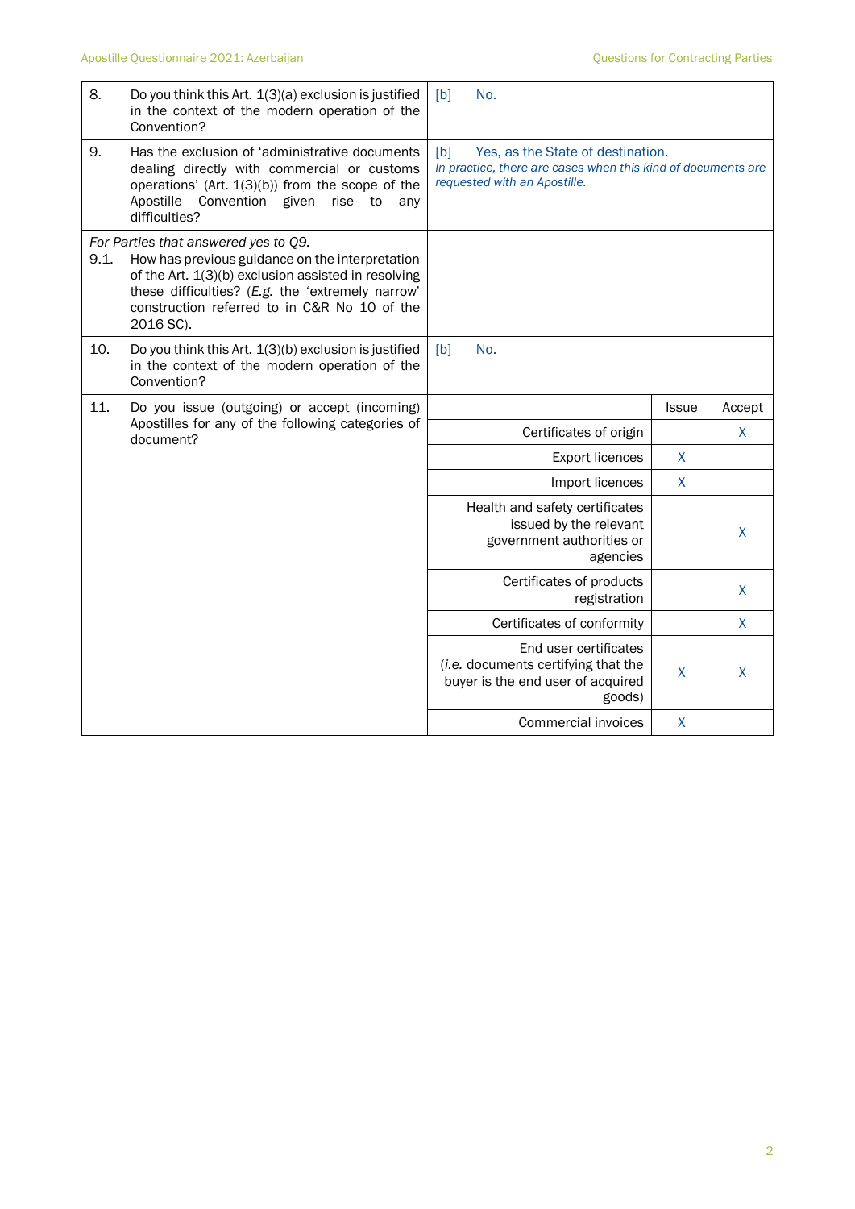| | Question | Answer | | |
|---|---|---|---|---|
| 8. | Do you think this Art. 1(3)(a) exclusion is justified in the context of the modern operation of the Convention? | [b] No. | | |
| 9. | Has the exclusion of 'administrative documents dealing directly with commercial or customs operations' (Art. 1(3)(b)) from the scope of the Apostille Convention given rise to any difficulties? | [b] Yes, as the State of destination. *In practice, there are cases when this kind of documents are requested with an Apostille.* | | |
| 9.1. | *For Parties that answered yes to Q9.* How has previous guidance on the interpretation of the Art. 1(3)(b) exclusion assisted in resolving these difficulties? (*E.g.* the 'extremely narrow' construction referred to in C&R No 10 of the 2016 SC). | | | |
| 10. | Do you think this Art. 1(3)(b) exclusion is justified in the context of the modern operation of the Convention? | [b] No. | | |
| 11. | Do you issue (outgoing) or accept (incoming) Apostilles for any of the following categories of document? | | Issue | Accept |
| | | Certificates of origin | | X |
| | | Export licences | X | |
| | | Import licences | X | |
| | | Health and safety certificates issued by the relevant government authorities or agencies | | X |
| | | Certificates of products registration | | X |
| | | Certificates of conformity | | X |
| | | End user certificates (*i.e.* documents certifying that the buyer is the end user of acquired goods) | X | X |
| | | Commercial invoices | X | |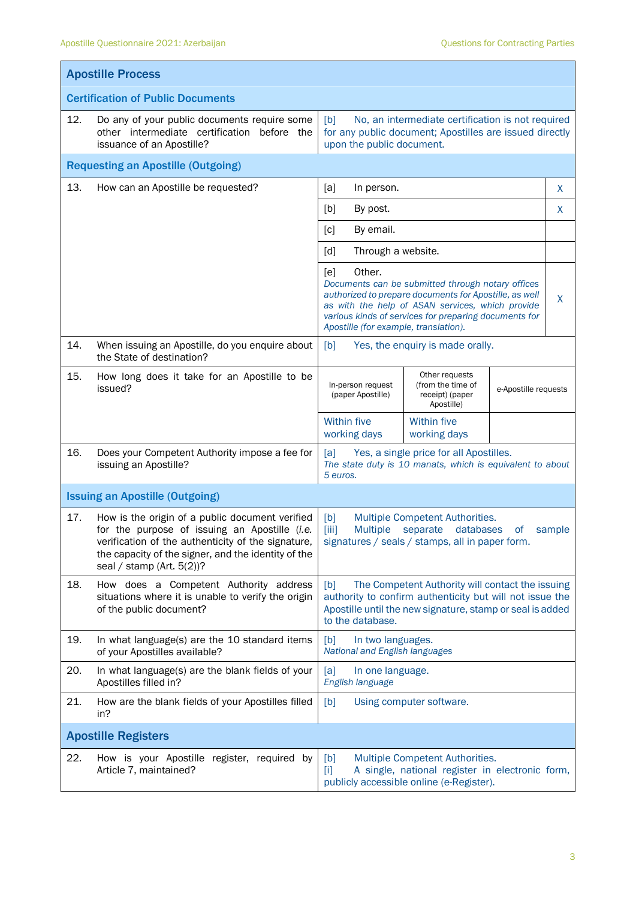| Apostille Process | | | | |
|---|---|---|---|---|
| **Certification of Public Documents** | | | | |
| 12. | Do any of your public documents require some other intermediate certification before the issuance of an Apostille? | [b] No, an intermediate certification is not required for any public document; Apostilles are issued directly upon the public document. | | |
| **Requesting an Apostille (Outgoing)** | | | | |
| 13. | How can an Apostille be requested? | [a] In person. | | X |
| | | [b] By post. | | X |
| | | [c] By email. | | |
| | | [d] Through a website. | | |
| | | [e] Other. *Documents can be submitted through notary offices authorized to prepare documents for Apostille, as well as with the help of ASAN services, which provide various kinds of services for preparing documents for Apostille (for example, translation).* | | X |
| 14. | When issuing an Apostille, do you enquire about the State of destination? | [b] Yes, the enquiry is made orally. | | |
| 15. | How long does it take for an Apostille to be issued? | In-person request (paper Apostille) | Other requests (from the time of receipt) (paper Apostille) | e-Apostille requests |
| | | Within five working days | Within five working days | |
| 16. | Does your Competent Authority impose a fee for issuing an Apostille? | [a] Yes, a single price for all Apostilles. *The state duty is 10 manats, which is equivalent to about 5 euros.* | | |
| **Issuing an Apostille (Outgoing)** | | | | |
| 17. | How is the origin of a public document verified for the purpose of issuing an Apostille (*i.e.* verification of the authenticity of the signature, the capacity of the signer, and the identity of the seal / stamp (Art. 5(2))? | [b] Multiple Competent Authorities. [iii] Multiple separate databases of sample signatures / seals / stamps, all in paper form. | | |
| 18. | How does a Competent Authority address situations where it is unable to verify the origin of the public document? | [b] The Competent Authority will contact the issuing authority to confirm authenticity but will not issue the Apostille until the new signature, stamp or seal is added to the database. | | |
| 19. | In what language(s) are the 10 standard items of your Apostilles available? | [b] In two languages. *National and English languages* | | |
| 20. | In what language(s) are the blank fields of your Apostilles filled in? | [a] In one language. *English language* | | |
| 21. | How are the blank fields of your Apostilles filled in? | [b] Using computer software. | | |
| **Apostille Registers** | | | | |
| 22. | How is your Apostille register, required by Article 7, maintained? | [b] Multiple Competent Authorities. [i] A single, national register in electronic form, publicly accessible online (e-Register). | | |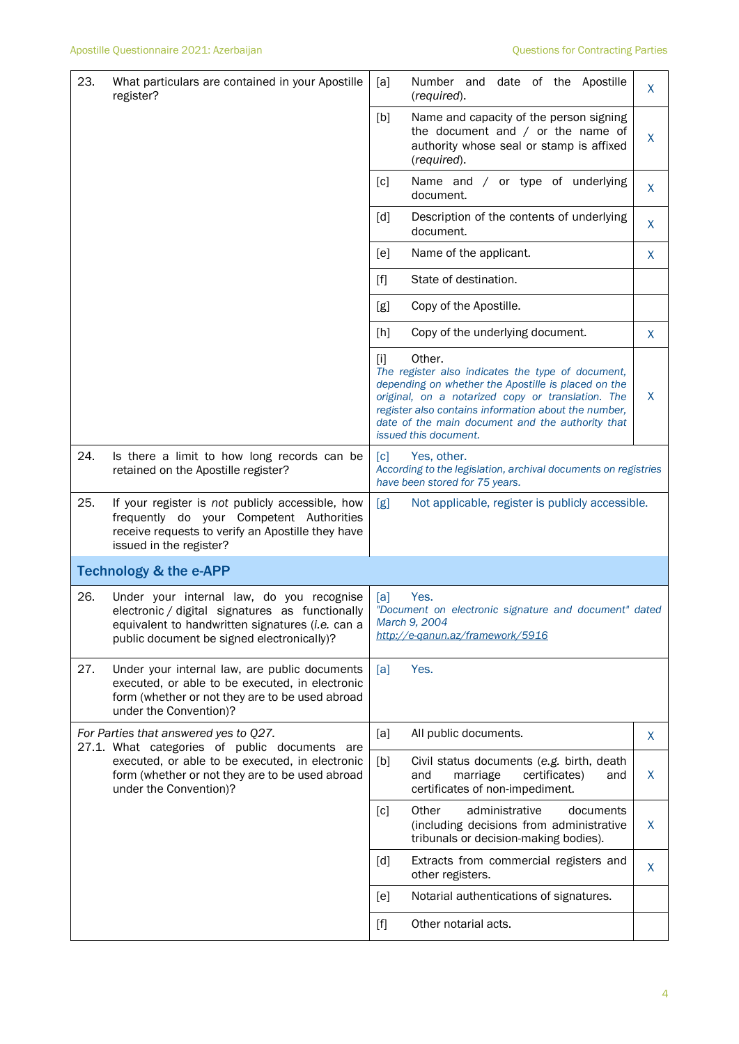| | | | | |
|---|---|---|---|---|
| 23. | What particulars are contained in your Apostille register? | [a] | Number and date of the Apostille (*required*). | X |
| | | [b] | Name and capacity of the person signing the document and / or the name of authority whose seal or stamp is affixed (*required*). | X |
| | | [c] | Name and / or type of underlying document. | X |
| | | [d] | Description of the contents of underlying document. | X |
| | | [e] | Name of the applicant. | X |
| | | [f] | State of destination. | |
| | | [g] | Copy of the Apostille. | |
| | | [h] | Copy of the underlying document. | X |
| | | [i] | Other. *The register also indicates the type of document, depending on whether the Apostille is placed on the original, on a notarized copy or translation. The register also contains information about the number, date of the main document and the authority that issued this document.* | X |
| 24. | Is there a limit to how long records can be retained on the Apostille register? | [c] | Yes, other. *According to the legislation, archival documents on registries have been stored for 75 years.* | |
| 25. | If your register is *not* publicly accessible, how frequently do your Competent Authorities receive requests to verify an Apostille they have issued in the register? | [g] | Not applicable, register is publicly accessible. | |

## Technology & the e-APP

| | | | | |
|---|---|---|---|---|
| 26. | Under your internal law, do you recognise electronic / digital signatures as functionally equivalent to handwritten signatures (*i.e.* can a public document be signed electronically)? | [a] | Yes. *"Document on electronic signature and document" dated March 9, 2004* *http://e-qanun.az/framework/5916* | |
| 27. | Under your internal law, are public documents executed, or able to be executed, in electronic form (whether or not they are to be used abroad under the Convention)? | [a] | Yes. | |
| *For Parties that answered yes to Q27.* 27.1. | What categories of public documents are executed, or able to be executed, in electronic form (whether or not they are to be used abroad under the Convention)? | [a] | All public documents. | X |
| | | [b] | Civil status documents (*e.g.* birth, death and marriage certificates) and certificates of non-impediment. | X |
| | | [c] | Other administrative documents (including decisions from administrative tribunals or decision-making bodies). | X |
| | | [d] | Extracts from commercial registers and other registers. | X |
| | | [e] | Notarial authentications of signatures. | |
| | | [f] | Other notarial acts. | |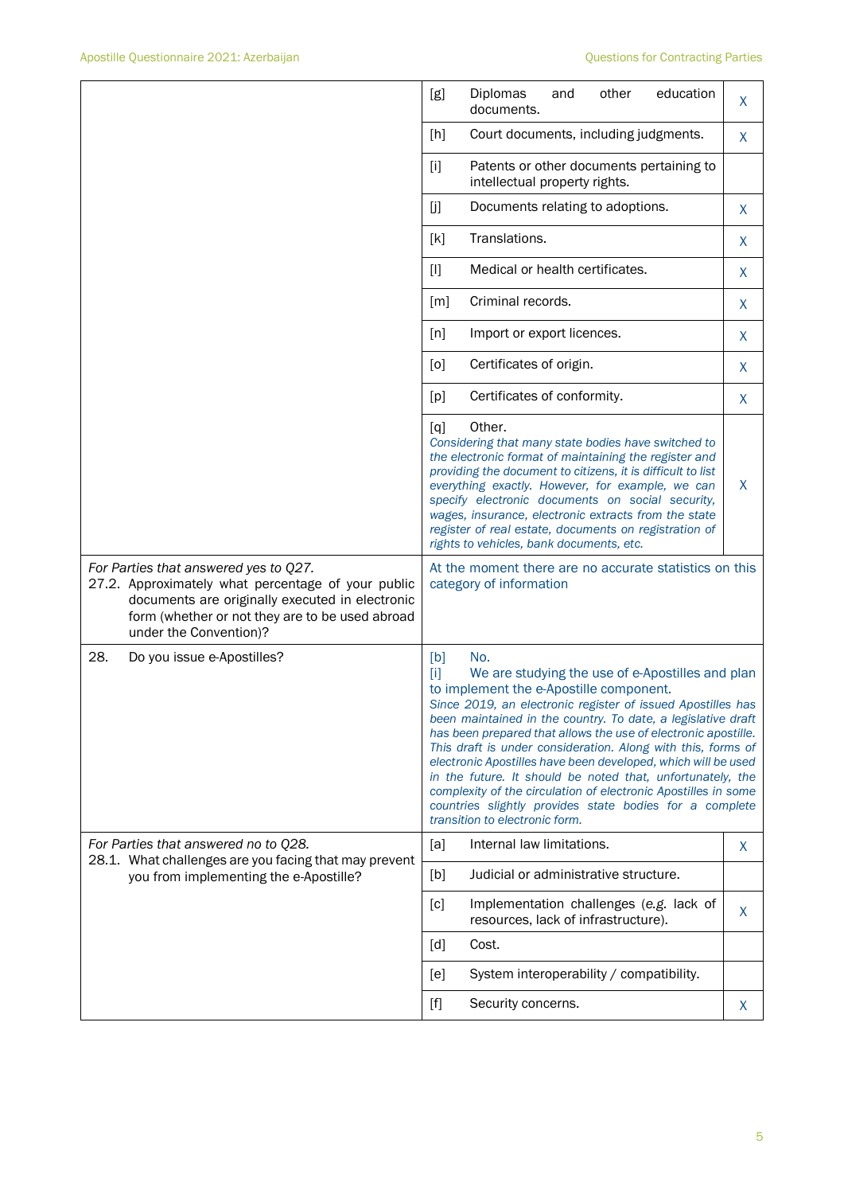| | | | |
|---|---|---|---|
| | [g] | Diplomas and other education documents. | X |
| | [h] | Court documents, including judgments. | X |
| | [i] | Patents or other documents pertaining to intellectual property rights. | |
| | [j] | Documents relating to adoptions. | X |
| | [k] | Translations. | X |
| | [l] | Medical or health certificates. | X |
| | [m] | Criminal records. | X |
| | [n] | Import or export licences. | X |
| | [o] | Certificates of origin. | X |
| | [p] | Certificates of conformity. | X |
| | [q] | Other. *Considering that many state bodies have switched to the electronic format of maintaining the register and providing the document to citizens, it is difficult to list everything exactly. However, for example, we can specify electronic documents on social security, wages, insurance, electronic extracts from the state register of real estate, documents on registration of rights to vehicles, bank documents, etc.* | X |
| *For Parties that answered yes to Q27.* 27.2. Approximately what percentage of your public documents are originally executed in electronic form (whether or not they are to be used abroad under the Convention)? | At the moment there are no accurate statistics on this category of information | | |
| 28. Do you issue e-Apostilles? | [b] No. [i] We are studying the use of e-Apostilles and plan to implement the e-Apostille component. *Since 2019, an electronic register of issued Apostilles has been maintained in the country. To date, a legislative draft has been prepared that allows the use of electronic apostille. This draft is under consideration. Along with this, forms of electronic Apostilles have been developed, which will be used in the future. It should be noted that, unfortunately, the complexity of the circulation of electronic Apostilles in some countries slightly provides state bodies for a complete transition to electronic form.* | | |
| *For Parties that answered no to Q28.* 28.1. What challenges are you facing that may prevent you from implementing the e-Apostille? | [a] | Internal law limitations. | X |
| | [b] | Judicial or administrative structure. | |
| | [c] | Implementation challenges (e.g. lack of resources, lack of infrastructure). | X |
| | [d] | Cost. | |
| | [e] | System interoperability / compatibility. | |
| | [f] | Security concerns. | X |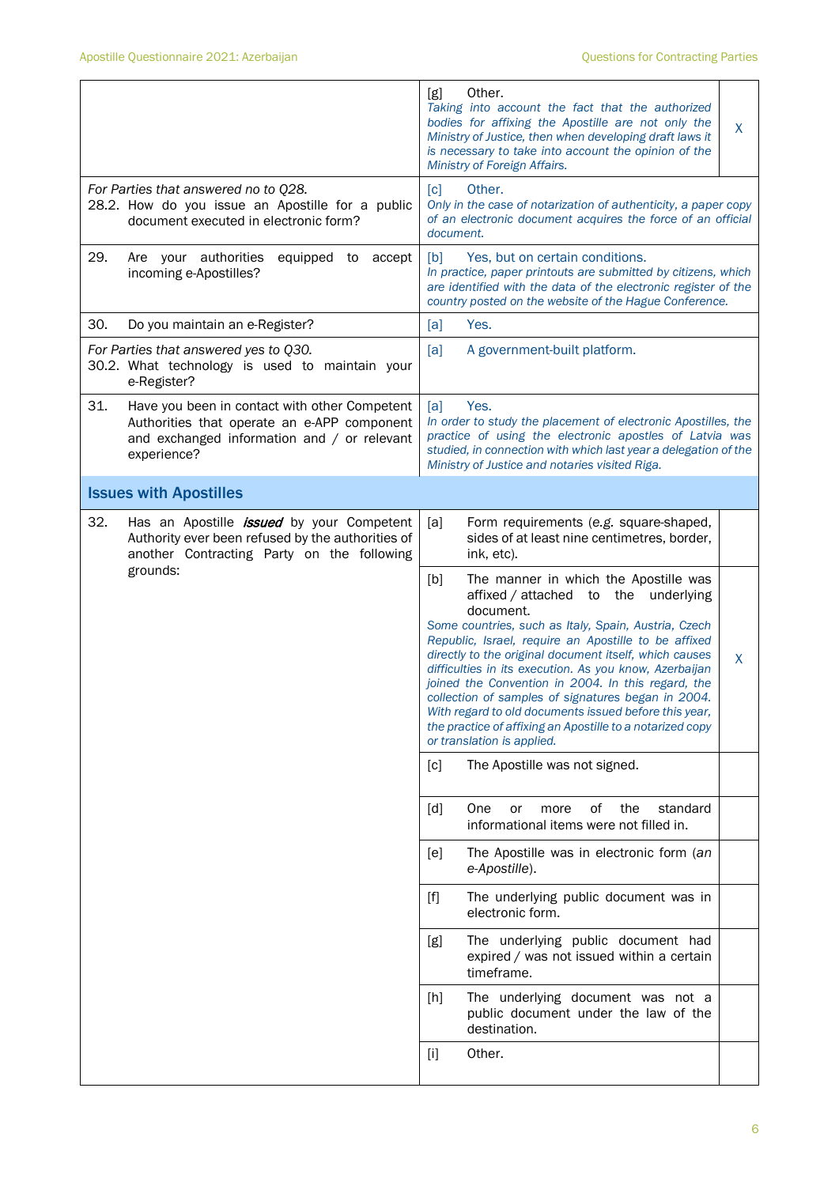| | | |
|---|---|---|
| | [g] Other.<br>*Taking into account the fact that the authorized bodies for affixing the Apostille are not only the Ministry of Justice, then when developing draft laws it is necessary to take into account the opinion of the Ministry of Foreign Affairs.* | X |
| *For Parties that answered no to Q28.*<br>28.2. How do you issue an Apostille for a public document executed in electronic form? | [c] Other.<br>*Only in the case of notarization of authenticity, a paper copy of an electronic document acquires the force of an official document.* | |
| 29. Are your authorities equipped to accept incoming e-Apostilles? | [b] Yes, but on certain conditions.<br>*In practice, paper printouts are submitted by citizens, which are identified with the data of the electronic register of the country posted on the website of the Hague Conference.* | |
| 30. Do you maintain an e-Register? | [a] Yes. | |
| *For Parties that answered yes to Q30.*<br>30.2. What technology is used to maintain your e-Register? | [a] A government-built platform. | |
| 31. Have you been in contact with other Competent Authorities that operate an e-APP component and exchanged information and / or relevant experience? | [a] Yes.<br>*In order to study the placement of electronic Apostilles, the practice of using the electronic apostles of Latvia was studied, in connection with which last year a delegation of the Ministry of Justice and notaries visited Riga.* | |

## Issues with Apostilles

| | | |
|---|---|---|
| 32. Has an Apostille ***issued*** by your Competent Authority ever been refused by the authorities of another Contracting Party on the following grounds: | [a] Form requirements (*e.g.* square-shaped, sides of at least nine centimetres, border, ink, etc). | |
| | [b] The manner in which the Apostille was affixed / attached to the underlying document.<br>*Some countries, such as Italy, Spain, Austria, Czech Republic, Israel, require an Apostille to be affixed directly to the original document itself, which causes difficulties in its execution. As you know, Azerbaijan joined the Convention in 2004. In this regard, the collection of samples of signatures began in 2004. With regard to old documents issued before this year, the practice of affixing an Apostille to a notarized copy or translation is applied.* | X |
| | [c] The Apostille was not signed. | |
| | [d] One or more of the standard informational items were not filled in. | |
| | [e] The Apostille was in electronic form (*an e-Apostille*). | |
| | [f] The underlying public document was in electronic form. | |
| | [g] The underlying public document had expired / was not issued within a certain timeframe. | |
| | [h] The underlying document was not a public document under the law of the destination. | |
| | [i] Other. | |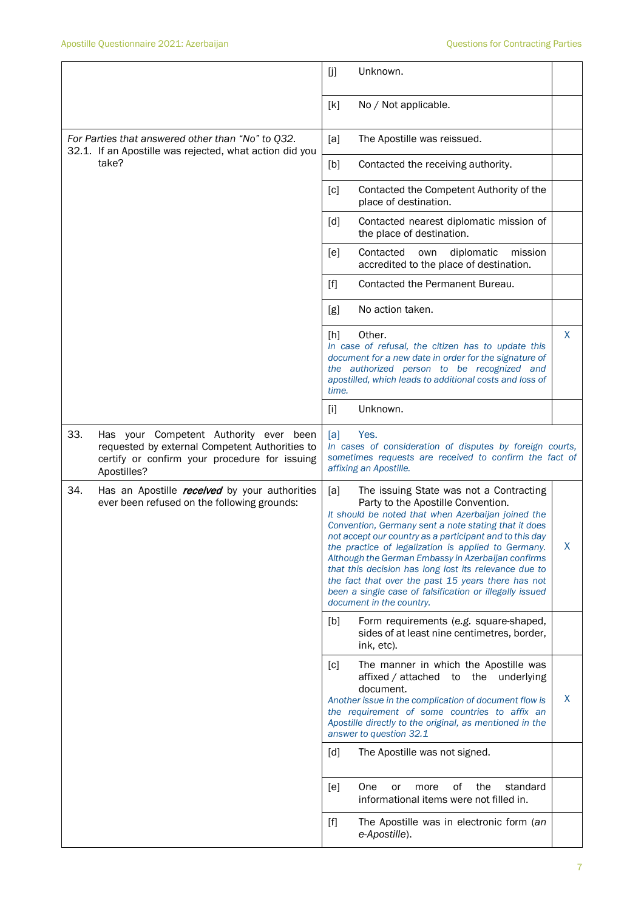| Question | Answer | |
|---|---|---|
| | [j] Unknown. | |
| | [k] No / Not applicable. | |
| *For Parties that answered other than "No" to Q32.* 32.1. If an Apostille was rejected, what action did you take? | [a] The Apostille was reissued. | |
| | [b] Contacted the receiving authority. | |
| | [c] Contacted the Competent Authority of the place of destination. | |
| | [d] Contacted nearest diplomatic mission of the place of destination. | |
| | [e] Contacted own diplomatic mission accredited to the place of destination. | |
| | [f] Contacted the Permanent Bureau. | |
| | [g] No action taken. | |
| | [h] Other. *In case of refusal, the citizen has to update this document for a new date in order for the signature of the authorized person to be recognized and apostilled, which leads to additional costs and loss of time.* | X |
| | [i] Unknown. | |
| 33. Has your Competent Authority ever been requested by external Competent Authorities to certify or confirm your procedure for issuing Apostilles? | [a] Yes. *In cases of consideration of disputes by foreign courts, sometimes requests are received to confirm the fact of affixing an Apostille.* | |
| 34. Has an Apostille ***received*** by your authorities ever been refused on the following grounds: | [a] The issuing State was not a Contracting Party to the Apostille Convention. *It should be noted that when Azerbaijan joined the Convention, Germany sent a note stating that it does not accept our country as a participant and to this day the practice of legalization is applied to Germany. Although the German Embassy in Azerbaijan confirms that this decision has long lost its relevance due to the fact that over the past 15 years there has not been a single case of falsification or illegally issued document in the country.* | X |
| | [b] Form requirements (e.g. square-shaped, sides of at least nine centimetres, border, ink, etc). | |
| | [c] The manner in which the Apostille was affixed / attached to the underlying document. *Another issue in the complication of document flow is the requirement of some countries to affix an Apostille directly to the original, as mentioned in the answer to question 32.1* | X |
| | [d] The Apostille was not signed. | |
| | [e] One or more of the standard informational items were not filled in. | |
| | [f] The Apostille was in electronic form (*an e-Apostille*). | |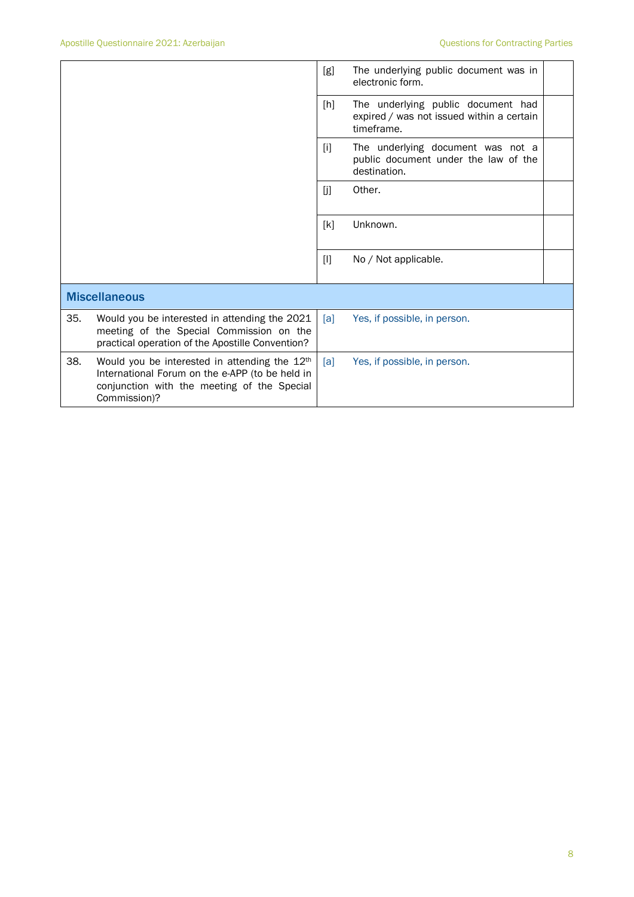| | | | |
|---|---|---|---|
| | [g] | The underlying public document was in electronic form. | |
| | [h] | The underlying public document had expired / was not issued within a certain timeframe. | |
| | [i] | The underlying document was not a public document under the law of the destination. | |
| | [j] | Other. | |
| | [k] | Unknown. | |
| | [l] | No / Not applicable. | |

## Miscellaneous

| | | | |
|---|---|---|---|
| 35. | Would you be interested in attending the 2021 meeting of the Special Commission on the practical operation of the Apostille Convention? | [a] | Yes, if possible, in person. |
| 38. | Would you be interested in attending the 12th International Forum on the e-APP (to be held in conjunction with the meeting of the Special Commission)? | [a] | Yes, if possible, in person. |